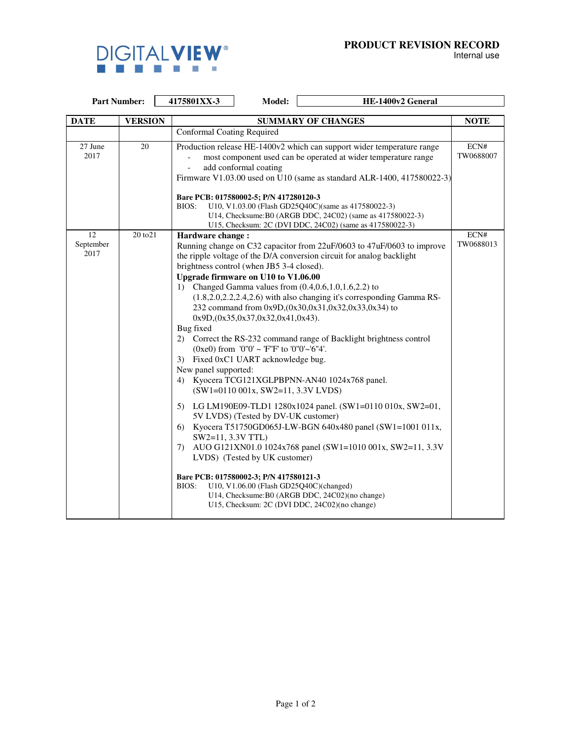DIGITALVIEW®

**PRODUCT REVISION RECORD**
Internal use

**Part Number:** 4175801XX-3 **Model:** HE-1400v2 General

| DATE | VERSION | SUMMARY OF CHANGES | NOTE |
|---|---|---|---|
| | | Conformal Coating Required | |
| 27 June 2017 | 20 | Production release HE-1400v2 which can support wider temperature range<br>- most component used can be operated at wider temperature range<br>- add conformal coating<br>Firmware V1.03.00 used on U10 (same as standard ALR-1400, 417580022-3)<br><br>**Bare PCB: 017580002-5; P/N 417280120-3**<br>BIOS: U10, V1.03.00 (Flash GD25Q40C)(same as 417580022-3)<br>U14, Checksume:B0 (ARGB DDC, 24C02) (same as 417580022-3)<br>U15, Checksum: 2C (DVI DDC, 24C02) (same as 417580022-3) | ECN# TW0688007 |
| 12 September 2017 | 20 to21 | **Hardware change :**<br>Running change on C32 capacitor from 22uF/0603 to 47uF/0603 to improve the ripple voltage of the D/A conversion circuit for analog backlight brightness control (when JB5 3-4 closed).<br>**Upgrade firmware on U10 to V1.06.00**<br>1) Changed Gamma values from (0.4,0.6,1.0,1.6,2.2) to (1.8,2.0,2.2,2.4,2.6) with also changing it's corresponding Gamma RS-232 command from 0x9D,(0x30,0x31,0x32,0x33,0x34) to 0x9D,(0x35,0x37,0x32,0x41,0x43).<br>Bug fixed<br>2) Correct the RS-232 command range of Backlight brightness control (0xe0) from '0''0' ~ 'F''F' to '0''0'~'6''4'.<br>3) Fixed 0xC1 UART acknowledge bug.<br>New panel supported:<br>4) Kyocera TCG121XGLPBPNN-AN40 1024x768 panel. (SW1=0110 001x, SW2=11, 3.3V LVDS)<br>5) LG LM190E09-TLD1 1280x1024 panel. (SW1=0110 010x, SW2=01, 5V LVDS) (Tested by DV-UK customer)<br>6) Kyocera T51750GD065J-LW-BGN 640x480 panel (SW1=1001 011x, SW2=11, 3.3V TTL)<br>7) AUO G121XN01.0 1024x768 panel (SW1=1010 001x, SW2=11, 3.3V LVDS) (Tested by UK customer)<br><br>**Bare PCB: 017580002-3; P/N 417580121-3**<br>BIOS: U10, V1.06.00 (Flash GD25Q40C)(changed)<br>U14, Checksume:B0 (ARGB DDC, 24C02)(no change)<br>U15, Checksum: 2C (DVI DDC, 24C02)(no change) | ECN# TW0688013 |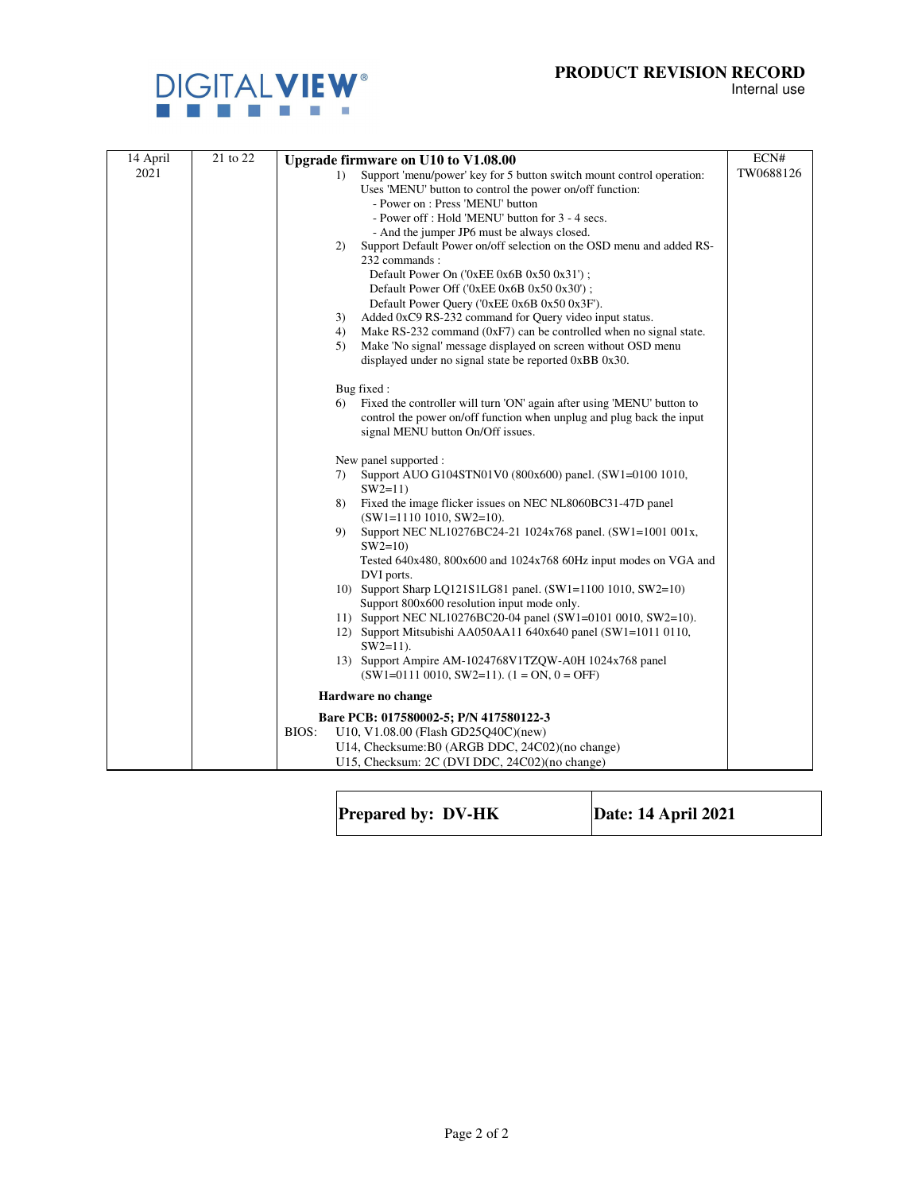DIGITALVIEW®

**PRODUCT REVISION RECORD**
Internal use

| | | | |
|---|---|---|---|
| 14 April 2021 | 21 to 22 | **Upgrade firmware on U10 to V1.08.00**<br>1) Support 'menu/power' key for 5 button switch mount control operation: Uses 'MENU' button to control the power on/off function:<br>- Power on : Press 'MENU' button<br>- Power off : Hold 'MENU' button for 3 - 4 secs.<br>- And the jumper JP6 must be always closed.<br>2) Support Default Power on/off selection on the OSD menu and added RS-232 commands :<br>Default Power On ('0xEE 0x6B 0x50 0x31') ;<br>Default Power Off ('0xEE 0x6B 0x50 0x30') ;<br>Default Power Query ('0xEE 0x6B 0x50 0x3F').<br>3) Added 0xC9 RS-232 command for Query video input status.<br>4) Make RS-232 command (0xF7) can be controlled when no signal state.<br>5) Make 'No signal' message displayed on screen without OSD menu displayed under no signal state be reported 0xBB 0x30.<br><br>Bug fixed :<br>6) Fixed the controller will turn 'ON' again after using 'MENU' button to control the power on/off function when unplug and plug back the input signal MENU button On/Off issues.<br><br>New panel supported :<br>7) Support AUO G104STN01V0 (800x600) panel. (SW1=0100 1010, SW2=11)<br>8) Fixed the image flicker issues on NEC NL8060BC31-47D panel (SW1=1110 1010, SW2=10).<br>9) Support NEC NL10276BC24-21 1024x768 panel. (SW1=1001 001x, SW2=10)<br>Tested 640x480, 800x600 and 1024x768 60Hz input modes on VGA and DVI ports.<br>10) Support Sharp LQ121S1LG81 panel. (SW1=1100 1010, SW2=10)<br>Support 800x600 resolution input mode only.<br>11) Support NEC NL10276BC20-04 panel (SW1=0101 0010, SW2=10).<br>12) Support Mitsubishi AA050AA11 640x640 panel (SW1=1011 0110, SW2=11).<br>13) Support Ampire AM-1024768V1TZQW-A0H 1024x768 panel (SW1=0111 0010, SW2=11). (1 = ON, 0 = OFF)<br><br>**Hardware no change**<br><br>**Bare PCB: 017580002-5; P/N 417580122-3**<br>BIOS: U10, V1.08.00 (Flash GD25Q40C)(new)<br>U14, Checksume:B0 (ARGB DDC, 24C02)(no change)<br>U15, Checksum: 2C (DVI DDC, 24C02)(no change) | ECN# TW0688126 |

| | |
|---|---|
| **Prepared by: DV-HK** | **Date: 14 April 2021** |